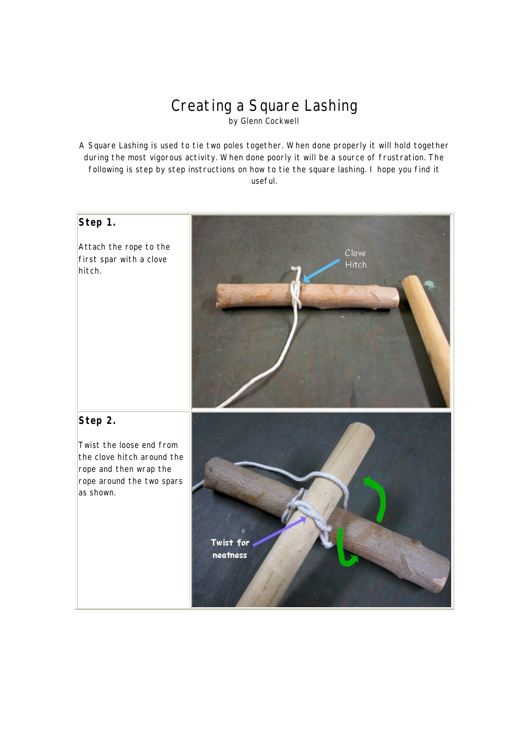# Creating a Square Lashing

by Glenn Cockwell

A Square Lashing is used to tie two poles together. When done properly it will hold together during the most vigorous activity. When done poorly it will be a source of frustration. The following is step by step instructions on how to tie the square lashing. I hope you find it useful.

**Step 1.**

Attach the rope to the first spar with a clove hitch.

**Step 2.**

Twist the loose end from the clove hitch around the rope and then wrap the rope around the two spars as shown.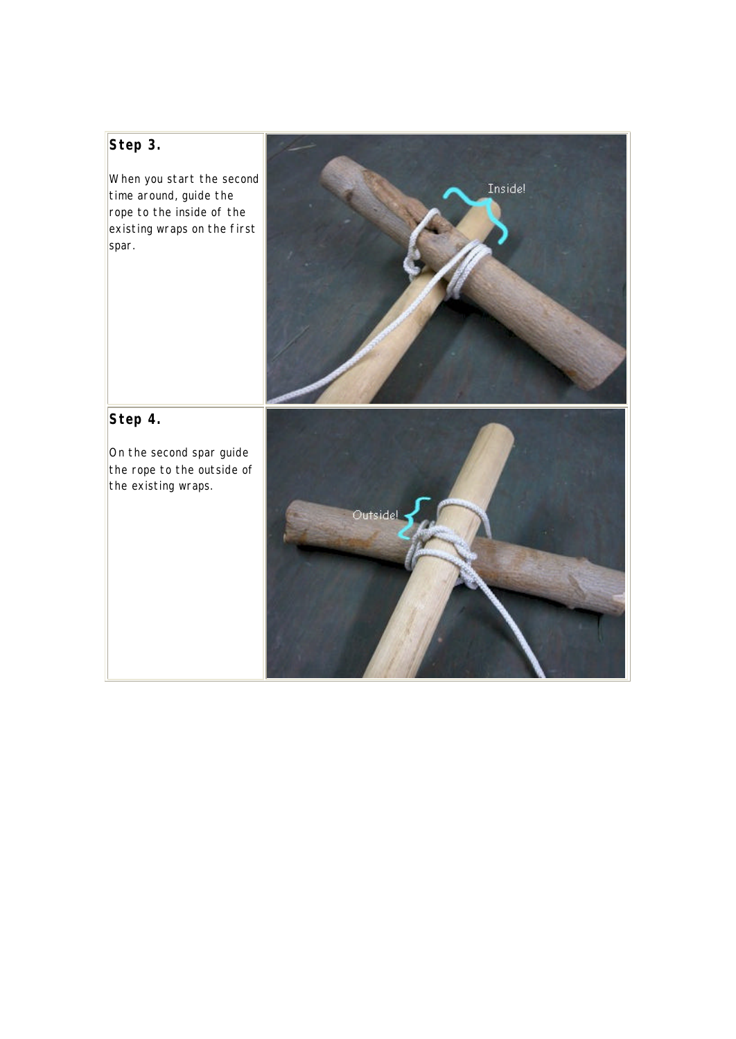**Step 3.**

When you start the second time around, guide the rope to the inside of the existing wraps on the first spar.

**Step 4.**

On the second spar guide the rope to the outside of the existing wraps.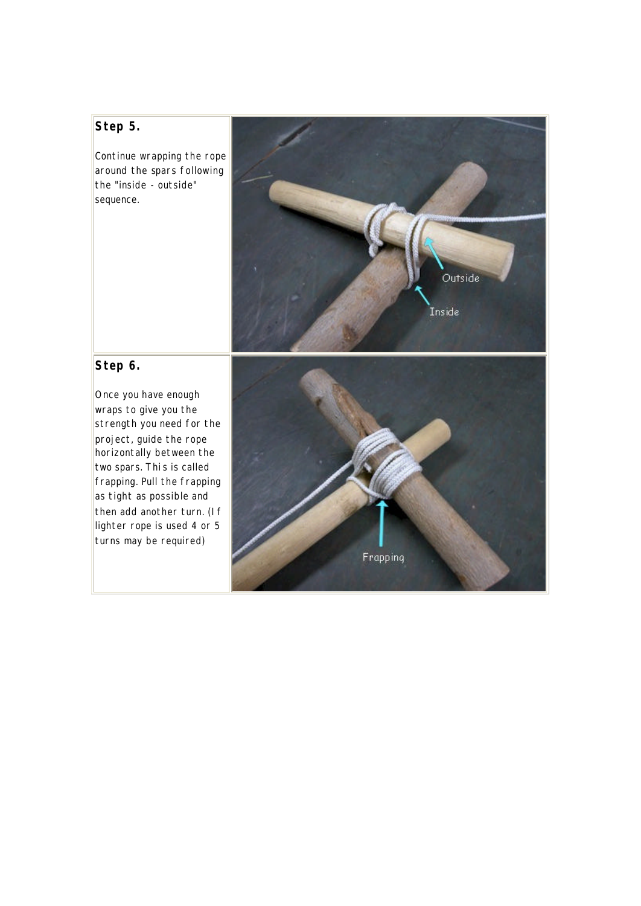**Step 5.**

Continue wrapping the rope around the spars following the "inside - outside" sequence.

Outside

Inside

**Step 6.**

Once you have enough wraps to give you the strength you need for the project, guide the rope horizontally between the two spars. This is called frapping. Pull the frapping as tight as possible and then add another turn. (If lighter rope is used 4 or 5 turns may be required)

Frapping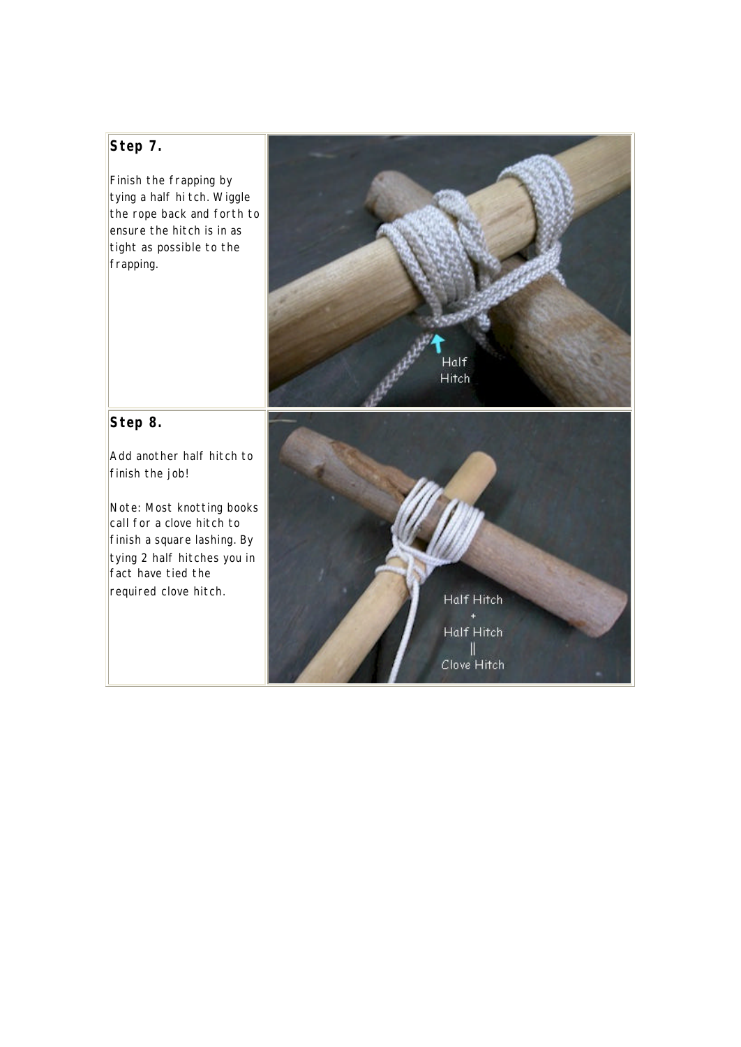**Step 7.**

Finish the frapping by tying a half hitch. Wiggle the rope back and forth to ensure the hitch is in as tight as possible to the frapping.

Half Hitch

**Step 8.**

Add another half hitch to finish the job!

Note: Most knotting books call for a clove hitch to finish a square lashing. By tying 2 half hitches you in fact have tied the required clove hitch.

Half Hitch
+
Half Hitch
||
Clove Hitch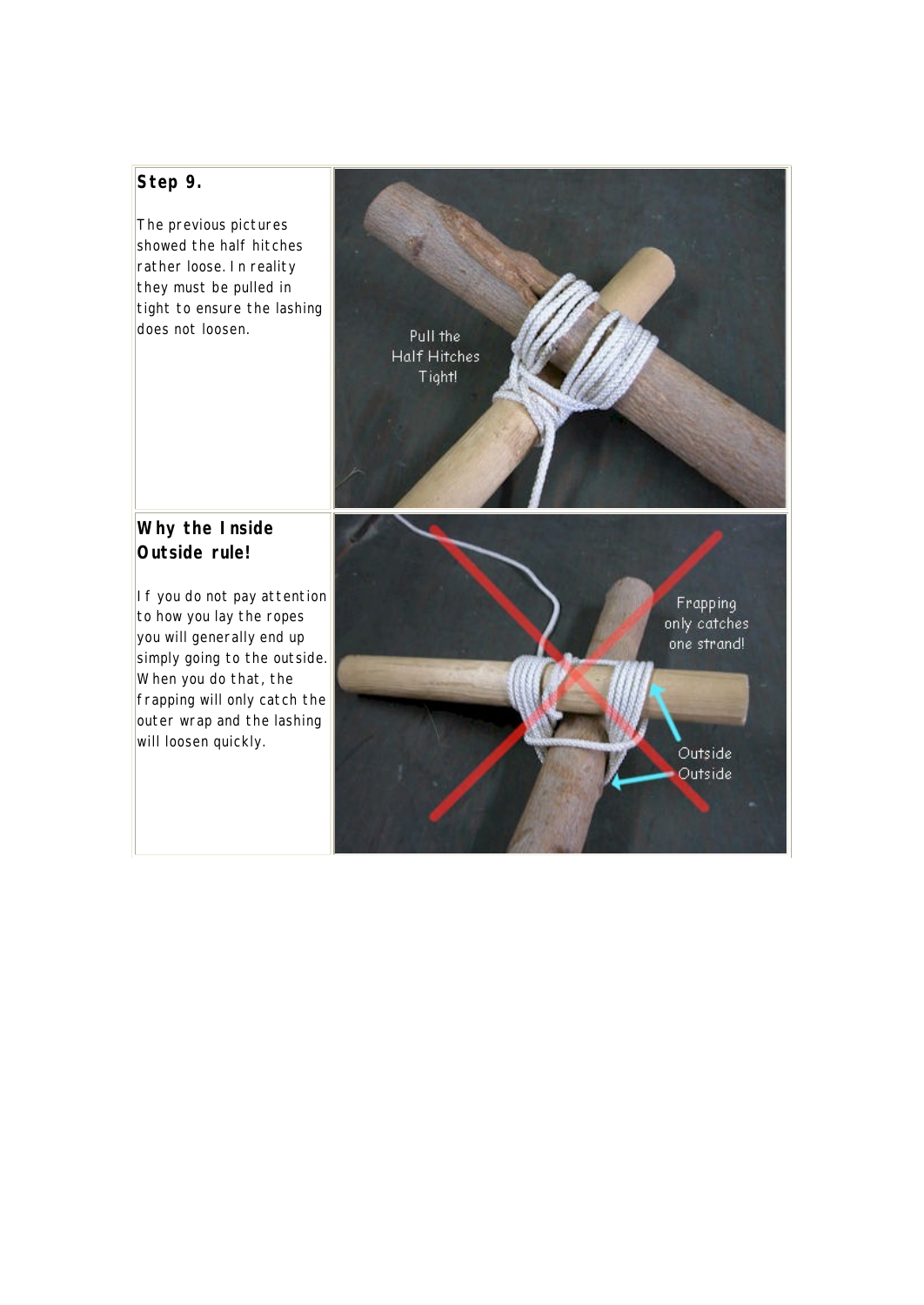**Step 9.**

The previous pictures showed the half hitches rather loose. In reality they must be pulled in tight to ensure the lashing does not loosen.

Pull the Half Hitches Tight!

**Why the Inside Outside rule!**

If you do not pay attention to how you lay the ropes you will generally end up simply going to the outside. When you do that, the frapping will only catch the outer wrap and the lashing will loosen quickly.

Frapping only catches one strand!

Outside

Outside